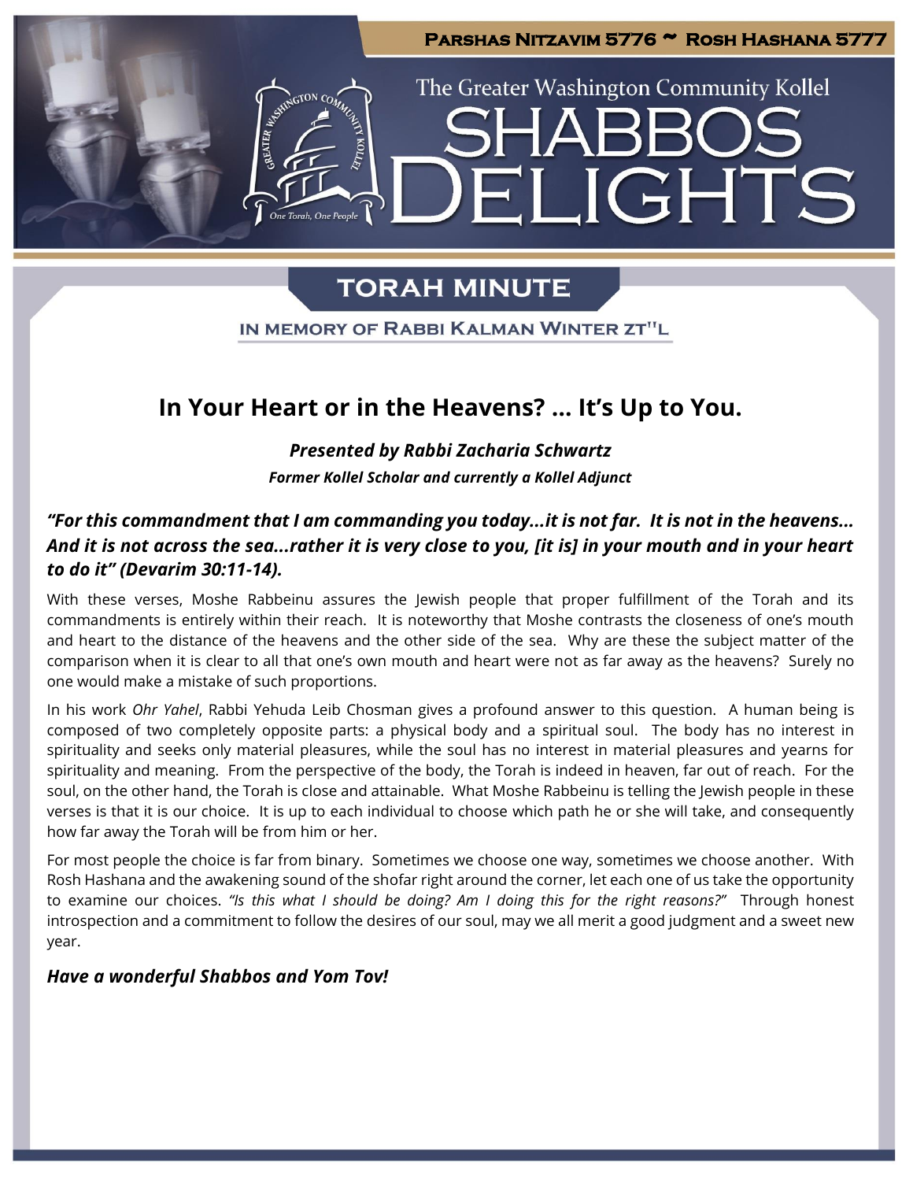**Parshas Nitzavim 5776 ~ Rosh Hashana 5777**

The Greater Washington Community Kollel

# SHABBOS DELIGHTS

## TORAH MINUTE

IN MEMORY OF RABBI KALMAN WINTER ZT"L

## In Your Heart or in the Heavens? … It's Up to You.

***Presented by Rabbi Zacharia Schwartz***

***Former Kollel Scholar and currently a Kollel Adjunct***

***"For this commandment that I am commanding you today…it is not far. It is not in the heavens… And it is not across the sea…rather it is very close to you, [it is] in your mouth and in your heart to do it" (Devarim 30:11-14).***

With these verses, Moshe Rabbeinu assures the Jewish people that proper fulfillment of the Torah and its commandments is entirely within their reach. It is noteworthy that Moshe contrasts the closeness of one's mouth and heart to the distance of the heavens and the other side of the sea. Why are these the subject matter of the comparison when it is clear to all that one's own mouth and heart were not as far away as the heavens? Surely no one would make a mistake of such proportions.

In his work *Ohr Yahel*, Rabbi Yehuda Leib Chosman gives a profound answer to this question. A human being is composed of two completely opposite parts: a physical body and a spiritual soul. The body has no interest in spirituality and seeks only material pleasures, while the soul has no interest in material pleasures and yearns for spirituality and meaning. From the perspective of the body, the Torah is indeed in heaven, far out of reach. For the soul, on the other hand, the Torah is close and attainable. What Moshe Rabbeinu is telling the Jewish people in these verses is that it is our choice. It is up to each individual to choose which path he or she will take, and consequently how far away the Torah will be from him or her.

For most people the choice is far from binary. Sometimes we choose one way, sometimes we choose another. With Rosh Hashana and the awakening sound of the shofar right around the corner, let each one of us take the opportunity to examine our choices. *"Is this what I should be doing? Am I doing this for the right reasons?"* Through honest introspection and a commitment to follow the desires of our soul, may we all merit a good judgment and a sweet new year.

***Have a wonderful Shabbos and Yom Tov!***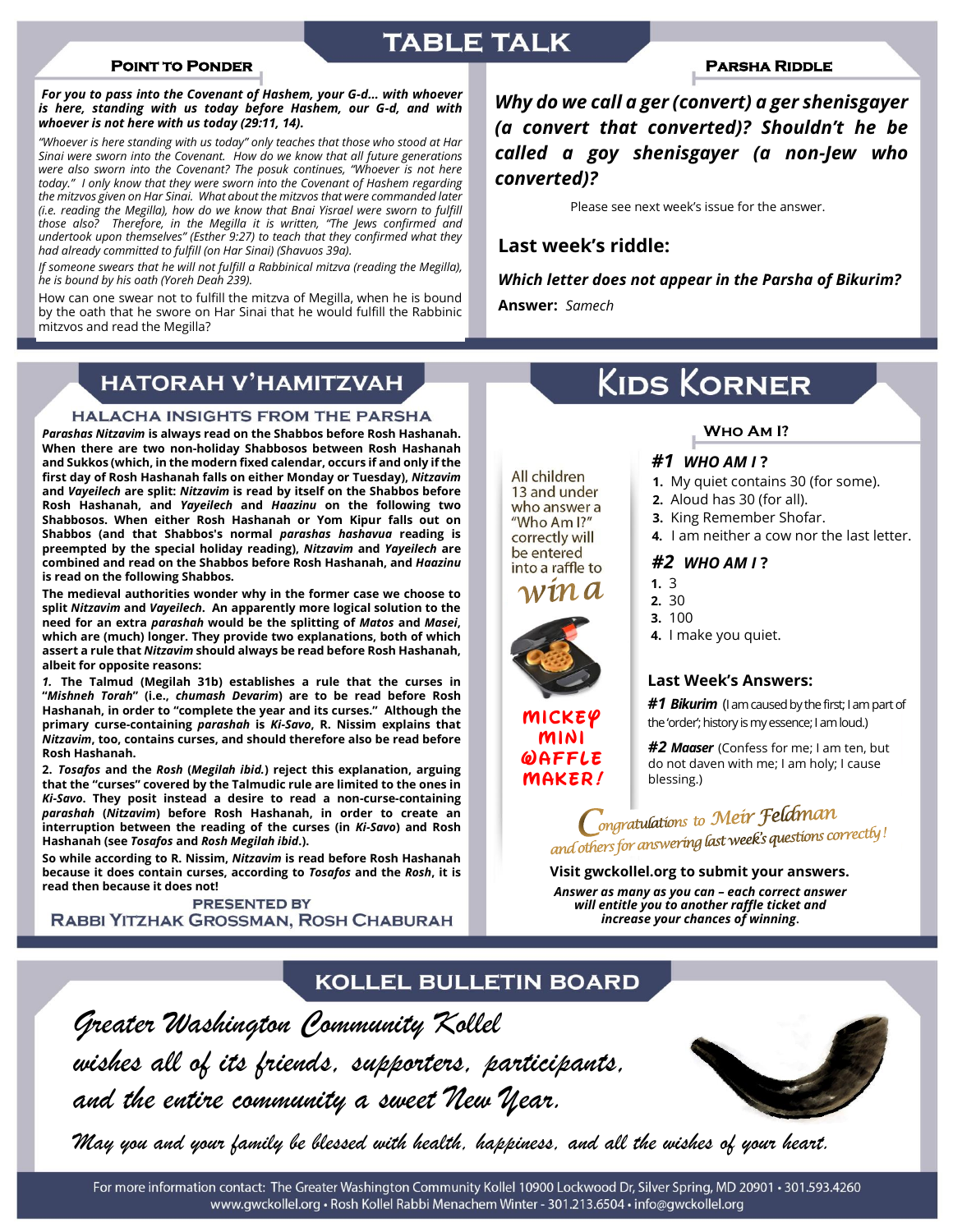# TABLE TALK

## Point to Ponder

***For you to pass into the Covenant of Hashem, your G-d... with whoever is here, standing with us today before Hashem, our G-d, and with whoever is not here with us today (29:11, 14).***

*"Whoever is here standing with us today" only teaches that those who stood at Har Sinai were sworn into the Covenant. How do we know that all future generations were also sworn into the Covenant? The posuk continues, "Whoever is not here today." I only know that they were sworn into the Covenant of Hashem regarding the mitzvos given on Har Sinai. What about the mitzvos that were commanded later (i.e. reading the Megilla), how do we know that Bnai Yisrael were sworn to fulfill those also? Therefore, in the Megilla it is written, "The Jews confirmed and undertook upon themselves" (Esther 9:27) to teach that they confirmed what they had already committed to fulfill (on Har Sinai) (Shavuos 39a).*

*If someone swears that he will not fulfill a Rabbinical mitzva (reading the Megilla), he is bound by his oath (Yoreh Deah 239).*

How can one swear not to fulfill the mitzva of Megilla, when he is bound by the oath that he swore on Har Sinai that he would fulfill the Rabbinic mitzvos and read the Megilla?

## Parsha Riddle

***Why do we call a ger (convert) a ger shenisgayer (a convert that converted)? Shouldn't he be called a goy shenisgayer (a non-Jew who converted)?***

Please see next week's issue for the answer.

### Last week's riddle:

***Which letter does not appear in the Parsha of Bikurim?***

**Answer:** *Samech*

# HATORAH V'HAMITZVAH

## Halacha Insights from the Parsha

**Parashas Nitzavim is always read on the Shabbos before Rosh Hashanah. When there are two non-holiday Shabbosos between Rosh Hashanah and Sukkos (which, in the modern fixed calendar, occurs if and only if the first day of Rosh Hashanah falls on either Monday or Tuesday), *Nitzavim* and *Vayeilech* are split: *Nitzavim* is read by itself on the Shabbos before Rosh Hashanah, and *Yayeilech* and *Haazinu* on the following two Shabbosos. When either Rosh Hashanah or Yom Kipur falls out on Shabbos (and that Shabbos's normal *parashas hashavua* reading is preempted by the special holiday reading), *Nitzavim* and *Yayeilech* are combined and read on the Shabbos before Rosh Hashanah, and *Haazinu* is read on the following Shabbos.**

**The medieval authorities wonder why in the former case we choose to split *Nitzavim* and *Vayeilech*. An apparently more logical solution to the need for an extra *parashah* would be the splitting of *Matos* and *Masei*, which are (much) longer. They provide two explanations, both of which assert a rule that *Nitzavim* should always be read before Rosh Hashanah, albeit for opposite reasons:**

***1.* The Talmud (Megilah 31b) establishes a rule that the curses in "*Mishneh Torah*" (i.e., *chumash Devarim*) are to be read before Rosh Hashanah, in order to "complete the year and its curses." Although the primary curse-containing *parashah* is *Ki-Savo*, R. Nissim explains that *Nitzavim*, too, contains curses, and should therefore also be read before Rosh Hashanah.**

**2. *Tosafos* and the *Rosh* (*Megilah ibid.*) reject this explanation, arguing that the "curses" covered by the Talmudic rule are limited to the ones in *Ki-Savo*. They posit instead a desire to read a non-curse-containing *parashah* (*Nitzavim*) before Rosh Hashanah, in order to create an interruption between the reading of the curses (in *Ki-Savo*) and Rosh Hashanah (see *Tosafos* and *Rosh Megilah ibid.*).**

**So while according to R. Nissim, *Nitzavim* is read before Rosh Hashanah because it does contain curses, according to *Tosafos* and the *Rosh*, it is read then because it does not!**

Presented by
Rabbi Yitzhak Grossman, Rosh Chaburah

# Kids Korner

All children 13 and under who answer a "Who Am I?" correctly will be entered into a raffle to win a

MICKEY MINI WAFFLE MAKER!

## Who Am I?

### #1 WHO AM I ?

1. My quiet contains 30 (for some).
2. Aloud has 30 (for all).
3. King Remember Shofar.
4. I am neither a cow nor the last letter.

### #2 WHO AM I ?

1. 3
2. 30
3. 100
4. I make you quiet.

### Last Week's Answers:

***#1 Bikurim*** (I am caused by the first; I am part of the 'order'; history is my essence; I am loud.)

***#2 Maaser*** (Confess for me; I am ten, but do not daven with me; I am holy; I cause blessing.)

*Congratulations to Meir Feldman and others for answering last week's questions correctly!*

**Visit gwckollel.org to submit your answers.**

***Answer as many as you can – each correct answer will entitle you to another raffle ticket and increase your chances of winning.***

# KOLLEL BULLETIN BOARD

*Greater Washington Community Kollel wishes all of its friends, supporters, participants, and the entire community a sweet New Year.*

*May you and your family be blessed with health, happiness, and all the wishes of your heart.*

For more information contact: The Greater Washington Community Kollel 10900 Lockwood Dr, Silver Spring, MD 20901 • 301.593.4260
www.gwckollel.org • Rosh Kollel Rabbi Menachem Winter - 301.213.6504 • info@gwckollel.org